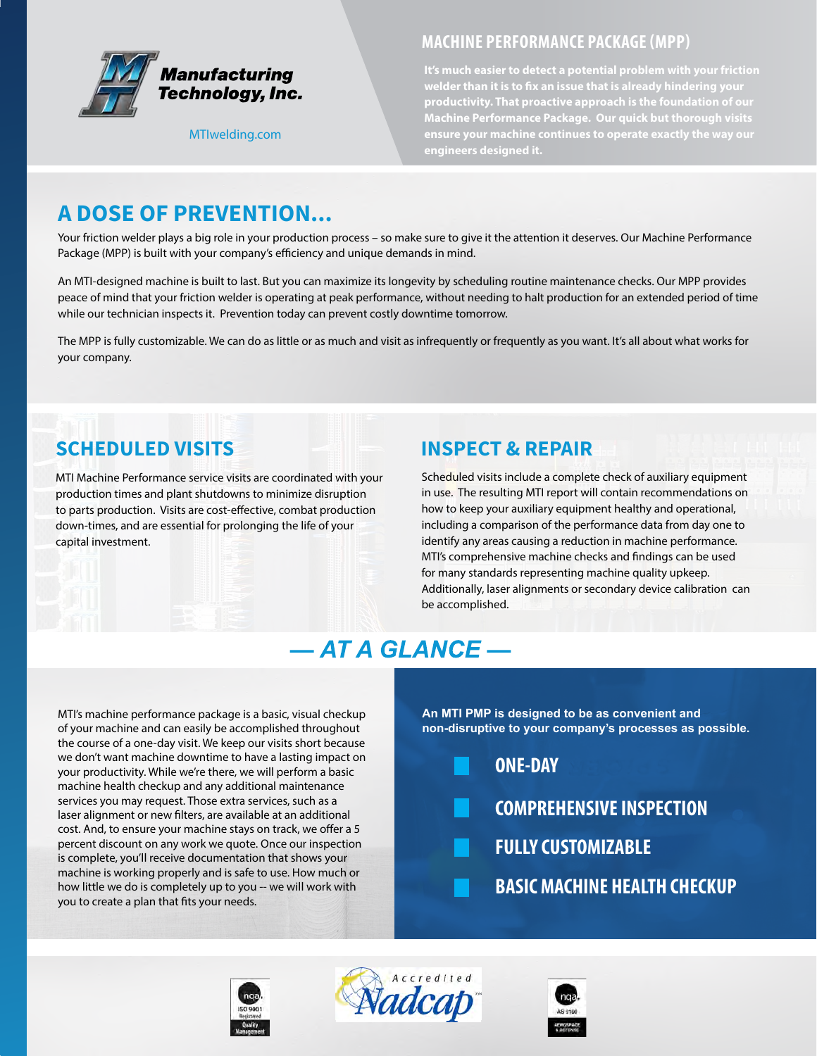Manufacturing Technology, Inc.

MTIwelding.com

## MACHINE PERFORMANCE PACKAGE (MPP)

**It's much easier to detect a potential problem with your friction welder than it is to fix an issue that is already hindering your productivity. That proactive approach is the foundation of our Machine Performance Package. Our quick but thorough visits ensure your machine continues to operate exactly the way our engineers designed it.**

# A DOSE OF PREVENTION...

Your friction welder plays a big role in your production process – so make sure to give it the attention it deserves. Our Machine Performance Package (MPP) is built with your company's efficiency and unique demands in mind.

An MTI-designed machine is built to last. But you can maximize its longevity by scheduling routine maintenance checks. Our MPP provides peace of mind that your friction welder is operating at peak performance, without needing to halt production for an extended period of time while our technician inspects it. Prevention today can prevent costly downtime tomorrow.

The MPP is fully customizable. We can do as little or as much and visit as infrequently or frequently as you want. It's all about what works for your company.

## SCHEDULED VISITS

MTI Machine Performance service visits are coordinated with your production times and plant shutdowns to minimize disruption to parts production. Visits are cost-effective, combat production down-times, and are essential for prolonging the life of your capital investment.

## INSPECT & REPAIR

Scheduled visits include a complete check of auxiliary equipment in use. The resulting MTI report will contain recommendations on how to keep your auxiliary equipment healthy and operational, including a comparison of the performance data from day one to identify any areas causing a reduction in machine performance. MTI's comprehensive machine checks and findings can be used for many standards representing machine quality upkeep. Additionally, laser alignments or secondary device calibration can be accomplished.

## — AT A GLANCE —

MTI's machine performance package is a basic, visual checkup of your machine and can easily be accomplished throughout the course of a one-day visit. We keep our visits short because we don't want machine downtime to have a lasting impact on your productivity. While we're there, we will perform a basic machine health checkup and any additional maintenance services you may request. Those extra services, such as a laser alignment or new filters, are available at an additional cost. And, to ensure your machine stays on track, we offer a 5 percent discount on any work we quote. Once our inspection is complete, you'll receive documentation that shows your machine is working properly and is safe to use. How much or how little we do is completely up to you -- we will work with you to create a plan that fits your needs.

**An MTI PMP is designed to be as convenient and non-disruptive to your company's processes as possible.**

- **ONE-DAY**
- **COMPREHENSIVE INSPECTION**
- **FULLY CUSTOMIZABLE**
- **BASIC MACHINE HEALTH CHECKUP**

nqa ISO 9001 Registered Quality Management

Accredited Nadcap

nqa AS 9100 Aerospace & Defense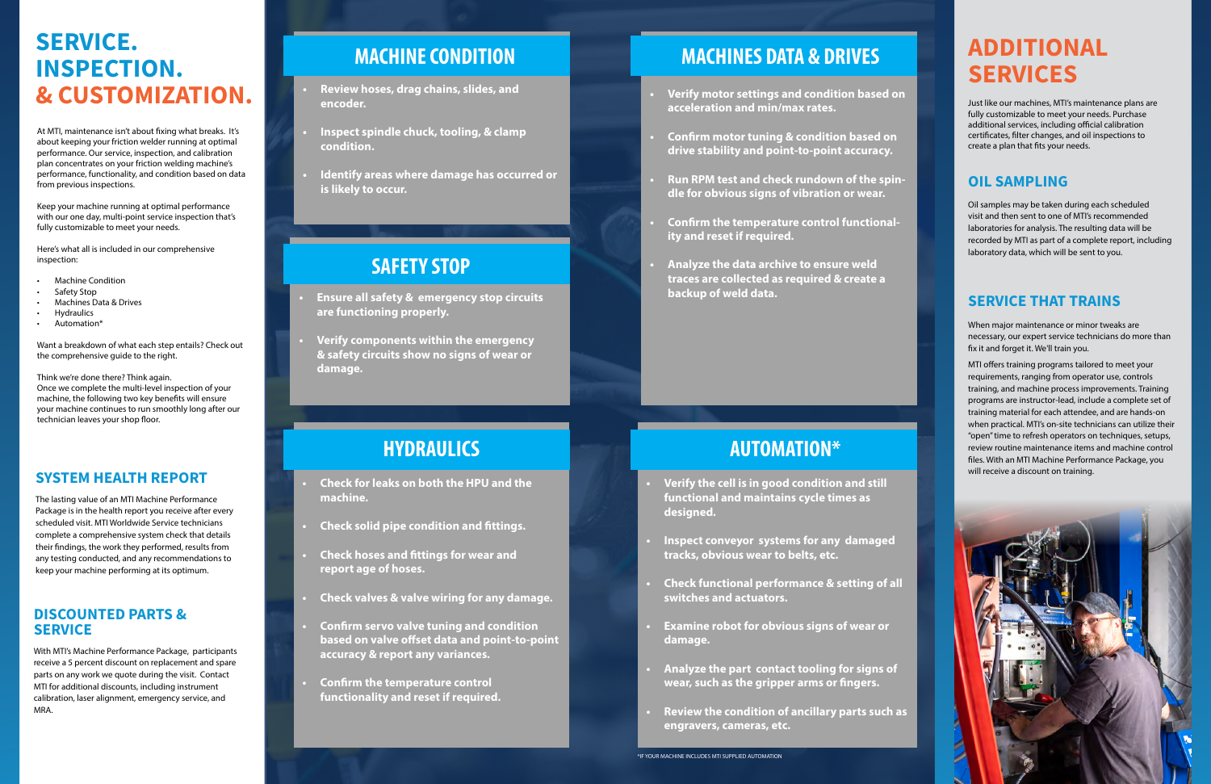# SERVICE. INSPECTION. & CUSTOMIZATION.

At MTI, maintenance isn't about fixing what breaks. It's about keeping your friction welder running at optimal performance. Our service, inspection, and calibration plan concentrates on your friction welding machine's performance, functionality, and condition based on data from previous inspections.

Keep your machine running at optimal performance with our one day, multi-point service inspection that's fully customizable to meet your needs.

Here's what all is included in our comprehensive inspection:

- Machine Condition
- Safety Stop
- Machines Data & Drives
- Hydraulics
- Automation*

Want a breakdown of what each step entails? Check out the comprehensive guide to the right.

Think we're done there? Think again.
Once we complete the multi-level inspection of your machine, the following two key benefits will ensure your machine continues to run smoothly long after our technician leaves your shop floor.

## SYSTEM HEALTH REPORT

The lasting value of an MTI Machine Performance Package is in the health report you receive after every scheduled visit. MTI Worldwide Service technicians complete a comprehensive system check that details their findings, the work they performed, results from any testing conducted, and any recommendations to keep your machine performing at its optimum.

## DISCOUNTED PARTS & SERVICE

With MTI's Machine Performance Package, participants receive a 5 percent discount on replacement and spare parts on any work we quote during the visit. Contact MTI for additional discounts, including instrument calibration, laser alignment, emergency service, and MRA.

## MACHINE CONDITION

- **Review hoses, drag chains, slides, and encoder.**
- **Inspect spindle chuck, tooling, & clamp condition.**
- **Identify areas where damage has occurred or is likely to occur.**

## SAFETY STOP

- **Ensure all safety & emergency stop circuits are functioning properly.**
- **Verify components within the emergency & safety circuits show no signs of wear or damage.**

## HYDRAULICS

- **Check for leaks on both the HPU and the machine.**
- **Check solid pipe condition and fittings.**
- **Check hoses and fittings for wear and report age of hoses.**
- **Check valves & valve wiring for any damage.**
- **Confirm servo valve tuning and condition based on valve offset data and point-to-point accuracy & report any variances.**
- **Confirm the temperature control functionality and reset if required.**

## MACHINES DATA & DRIVES

- **Verify motor settings and condition based on acceleration and min/max rates.**
- **Confirm motor tuning & condition based on drive stability and point-to-point accuracy.**
- **Run RPM test and check rundown of the spindle for obvious signs of vibration or wear.**
- **Confirm the temperature control functionality and reset if required.**
- **Analyze the data archive to ensure weld traces are collected as required & create a backup of weld data.**

## AUTOMATION*

- **Verify the cell is in good condition and still functional and maintains cycle times as designed.**
- **Inspect conveyor systems for any damaged tracks, obvious wear to belts, etc.**
- **Check functional performance & setting of all switches and actuators.**
- **Examine robot for obvious signs of wear or damage.**
- **Analyze the part contact tooling for signs of wear, such as the gripper arms or fingers.**
- **Review the condition of ancillary parts such as engravers, cameras, etc.**

*IF YOUR MACHINE INCLUDES MTI SUPPLIED AUTOMATION

# ADDITIONAL SERVICES

Just like our machines, MTI's maintenance plans are fully customizable to meet your needs. Purchase additional services, including official calibration certificates, filter changes, and oil inspections to create a plan that fits your needs.

## OIL SAMPLING

Oil samples may be taken during each scheduled visit and then sent to one of MTI's recommended laboratories for analysis. The resulting data will be recorded by MTI as part of a complete report, including laboratory data, which will be sent to you.

## SERVICE THAT TRAINS

When major maintenance or minor tweaks are necessary, our expert service technicians do more than fix it and forget it. We'll train you.

MTI offers training programs tailored to meet your requirements, ranging from operator use, controls training, and machine process improvements. Training programs are instructor-lead, include a complete set of training material for each attendee, and are hands-on when practical. MTI's on-site technicians can utilize their "open" time to refresh operators on techniques, setups, review routine maintenance items and machine control files. With an MTI Machine Performance Package, you will receive a discount on training.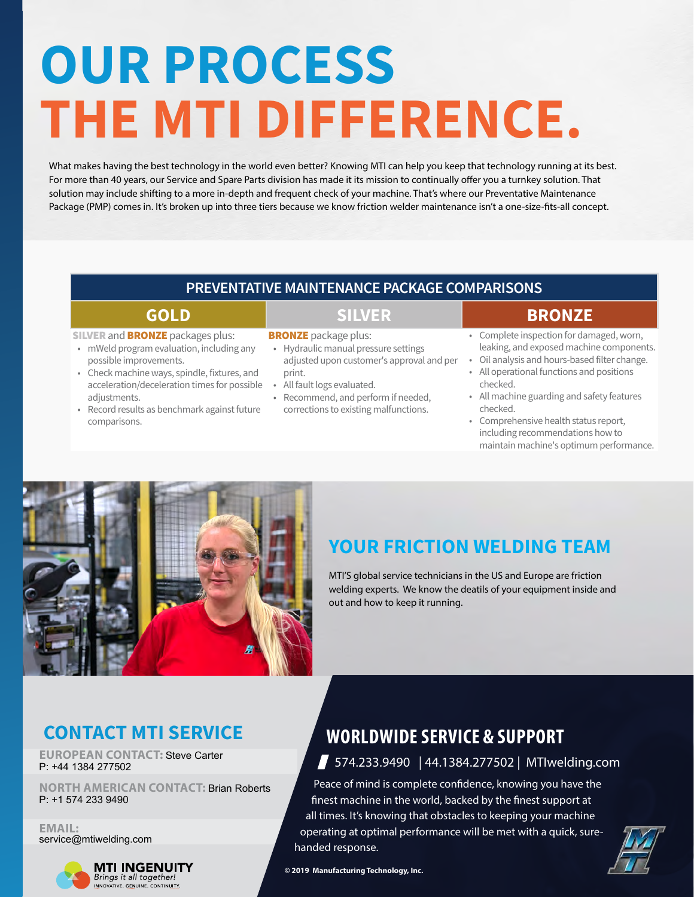# OUR PROCESS
# THE MTI DIFFERENCE.

What makes having the best technology in the world even better? Knowing MTI can help you keep that technology running at its best. For more than 40 years, our Service and Spare Parts division has made it its mission to continually offer you a turnkey solution. That solution may include shifting to a more in-depth and frequent check of your machine. That's where our Preventative Maintenance Package (PMP) comes in. It's broken up into three tiers because we know friction welder maintenance isn't a one-size-fits-all concept.

## PREVENTATIVE MAINTENANCE PACKAGE COMPARISONS

| GOLD | SILVER | BRONZE |
| --- | --- | --- |
| **SILVER** and **BRONZE** packages plus:<br>• mWeld program evaluation, including any possible improvements.<br>• Check machine ways, spindle, fixtures, and acceleration/deceleration times for possible adjustments.<br>• Record results as benchmark against future comparisons. | **BRONZE** package plus:<br>• Hydraulic manual pressure settings adjusted upon customer's approval and per print.<br>• All fault logs evaluated.<br>• Recommend, and perform if needed, corrections to existing malfunctions. | • Complete inspection for damaged, worn, leaking, and exposed machine components.<br>• Oil analysis and hours-based filter change.<br>• All operational functions and positions checked.<br>• All machine guarding and safety features checked.<br>• Comprehensive health status report, including recommendations how to maintain machine's optimum performance. |

## YOUR FRICTION WELDING TEAM

MTI'S global service technicians in the US and Europe are friction welding experts. We know the deatils of your equipment inside and out and how to keep it running.

## CONTACT MTI SERVICE

**EUROPEAN CONTACT:** Steve Carter
P: +44 1384 277502

**NORTH AMERICAN CONTACT:** Brian Roberts
P: +1 574 233 9490

**EMAIL:**
service@mtiwelding.com

MTI INGENUITY
*Brings it all together!*
INNOVATIVE. GENUINE. CONTINUITY.

## WORLDWIDE SERVICE & SUPPORT

574.233.9490 | 44.1384.277502 | MTIwelding.com

Peace of mind is complete confidence, knowing you have the finest machine in the world, backed by the finest support at all times. It's knowing that obstacles to keeping your machine operating at optimal performance will be met with a quick, sure-handed response.

© 2019 Manufacturing Technology, Inc.